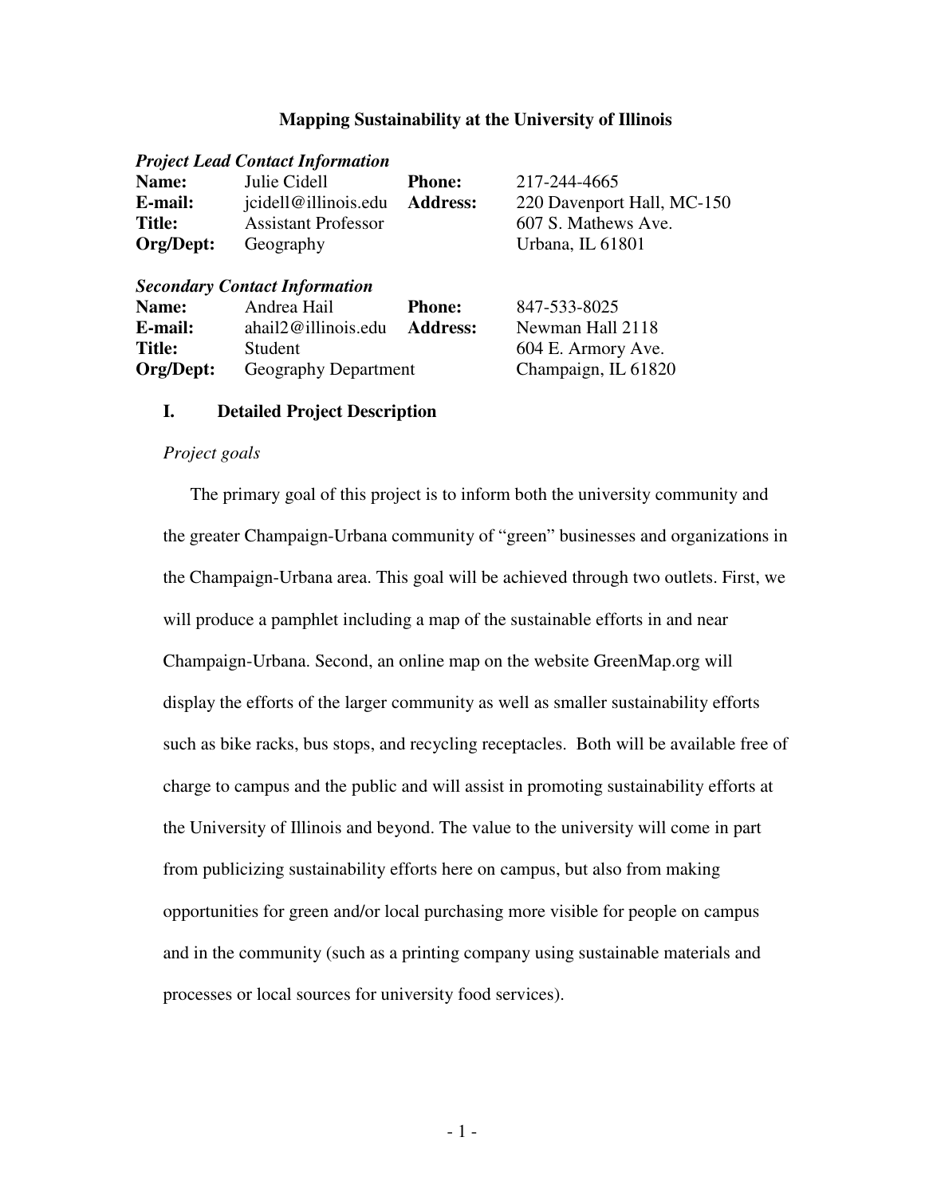# Mapping Sustainability at the University of Illinois

***Project Lead Contact Information***

| | | | |
|---|---|---|---|
| **Name:** | Julie Cidell | **Phone:** | 217-244-4665 |
| **E-mail:** | jcidell@illinois.edu | **Address:** | 220 Davenport Hall, MC-150 |
| **Title:** | Assistant Professor | | 607 S. Mathews Ave. |
| **Org/Dept:** | Geography | | Urbana, IL 61801 |

***Secondary Contact Information***

| | | | |
|---|---|---|---|
| **Name:** | Andrea Hail | **Phone:** | 847-533-8025 |
| **E-mail:** | ahail2@illinois.edu | **Address:** | Newman Hall 2118 |
| **Title:** | Student | | 604 E. Armory Ave. |
| **Org/Dept:** | Geography Department | | Champaign, IL 61820 |

## I. Detailed Project Description

*Project goals*

The primary goal of this project is to inform both the university community and the greater Champaign-Urbana community of "green" businesses and organizations in the Champaign-Urbana area. This goal will be achieved through two outlets. First, we will produce a pamphlet including a map of the sustainable efforts in and near Champaign-Urbana. Second, an online map on the website GreenMap.org will display the efforts of the larger community as well as smaller sustainability efforts such as bike racks, bus stops, and recycling receptacles. Both will be available free of charge to campus and the public and will assist in promoting sustainability efforts at the University of Illinois and beyond. The value to the university will come in part from publicizing sustainability efforts here on campus, but also from making opportunities for green and/or local purchasing more visible for people on campus and in the community (such as a printing company using sustainable materials and processes or local sources for university food services).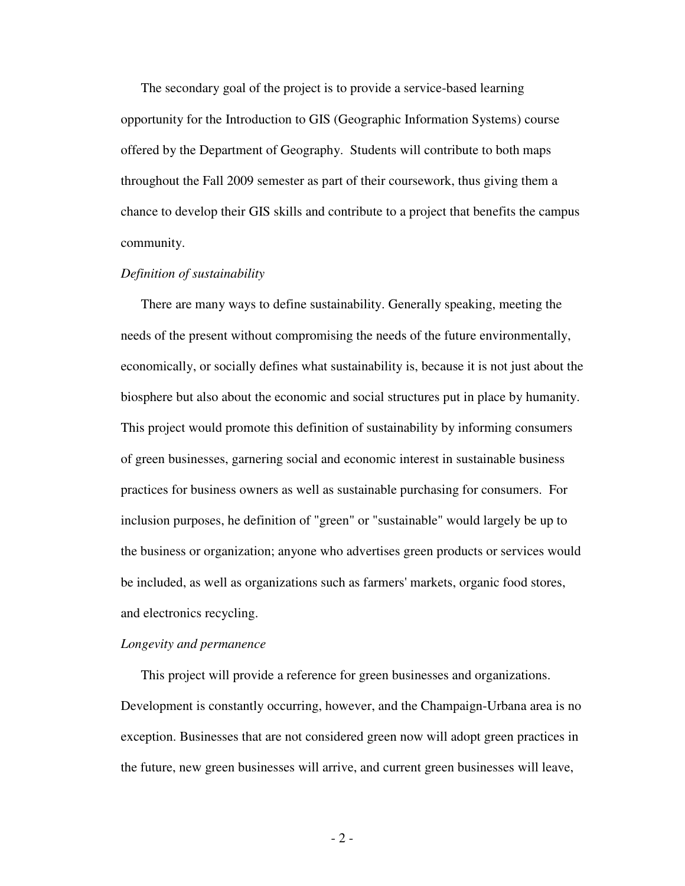The secondary goal of the project is to provide a service-based learning opportunity for the Introduction to GIS (Geographic Information Systems) course offered by the Department of Geography. Students will contribute to both maps throughout the Fall 2009 semester as part of their coursework, thus giving them a chance to develop their GIS skills and contribute to a project that benefits the campus community.

*Definition of sustainability*

There are many ways to define sustainability. Generally speaking, meeting the needs of the present without compromising the needs of the future environmentally, economically, or socially defines what sustainability is, because it is not just about the biosphere but also about the economic and social structures put in place by humanity. This project would promote this definition of sustainability by informing consumers of green businesses, garnering social and economic interest in sustainable business practices for business owners as well as sustainable purchasing for consumers. For inclusion purposes, he definition of "green" or "sustainable" would largely be up to the business or organization; anyone who advertises green products or services would be included, as well as organizations such as farmers' markets, organic food stores, and electronics recycling.

*Longevity and permanence*

This project will provide a reference for green businesses and organizations. Development is constantly occurring, however, and the Champaign-Urbana area is no exception. Businesses that are not considered green now will adopt green practices in the future, new green businesses will arrive, and current green businesses will leave,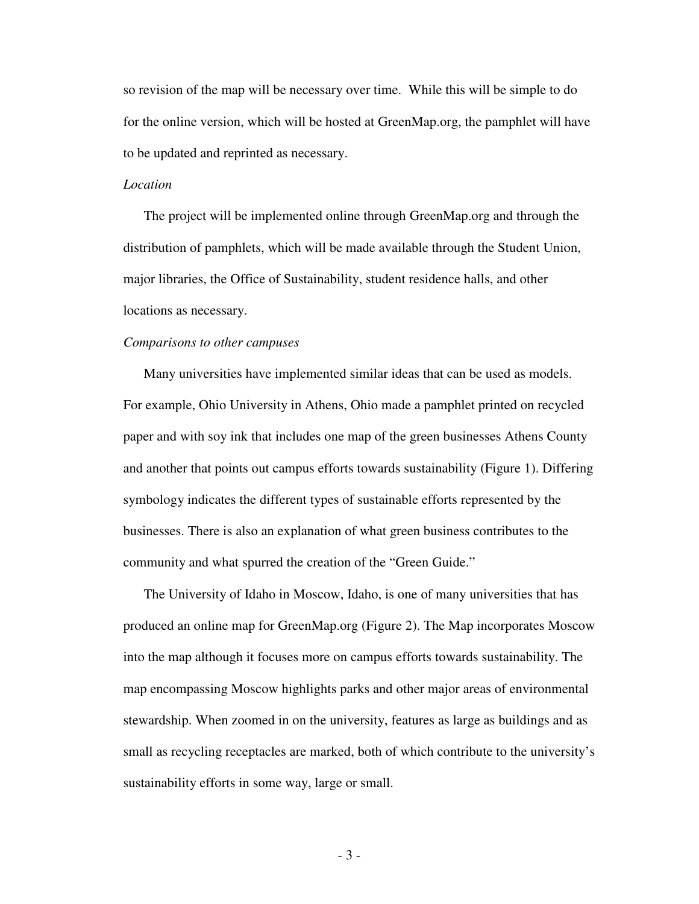so revision of the map will be necessary over time. While this will be simple to do for the online version, which will be hosted at GreenMap.org, the pamphlet will have to be updated and reprinted as necessary.

*Location*

The project will be implemented online through GreenMap.org and through the distribution of pamphlets, which will be made available through the Student Union, major libraries, the Office of Sustainability, student residence halls, and other locations as necessary.

*Comparisons to other campuses*

Many universities have implemented similar ideas that can be used as models. For example, Ohio University in Athens, Ohio made a pamphlet printed on recycled paper and with soy ink that includes one map of the green businesses Athens County and another that points out campus efforts towards sustainability (Figure 1). Differing symbology indicates the different types of sustainable efforts represented by the businesses. There is also an explanation of what green business contributes to the community and what spurred the creation of the "Green Guide."

The University of Idaho in Moscow, Idaho, is one of many universities that has produced an online map for GreenMap.org (Figure 2). The Map incorporates Moscow into the map although it focuses more on campus efforts towards sustainability. The map encompassing Moscow highlights parks and other major areas of environmental stewardship. When zoomed in on the university, features as large as buildings and as small as recycling receptacles are marked, both of which contribute to the university's sustainability efforts in some way, large or small.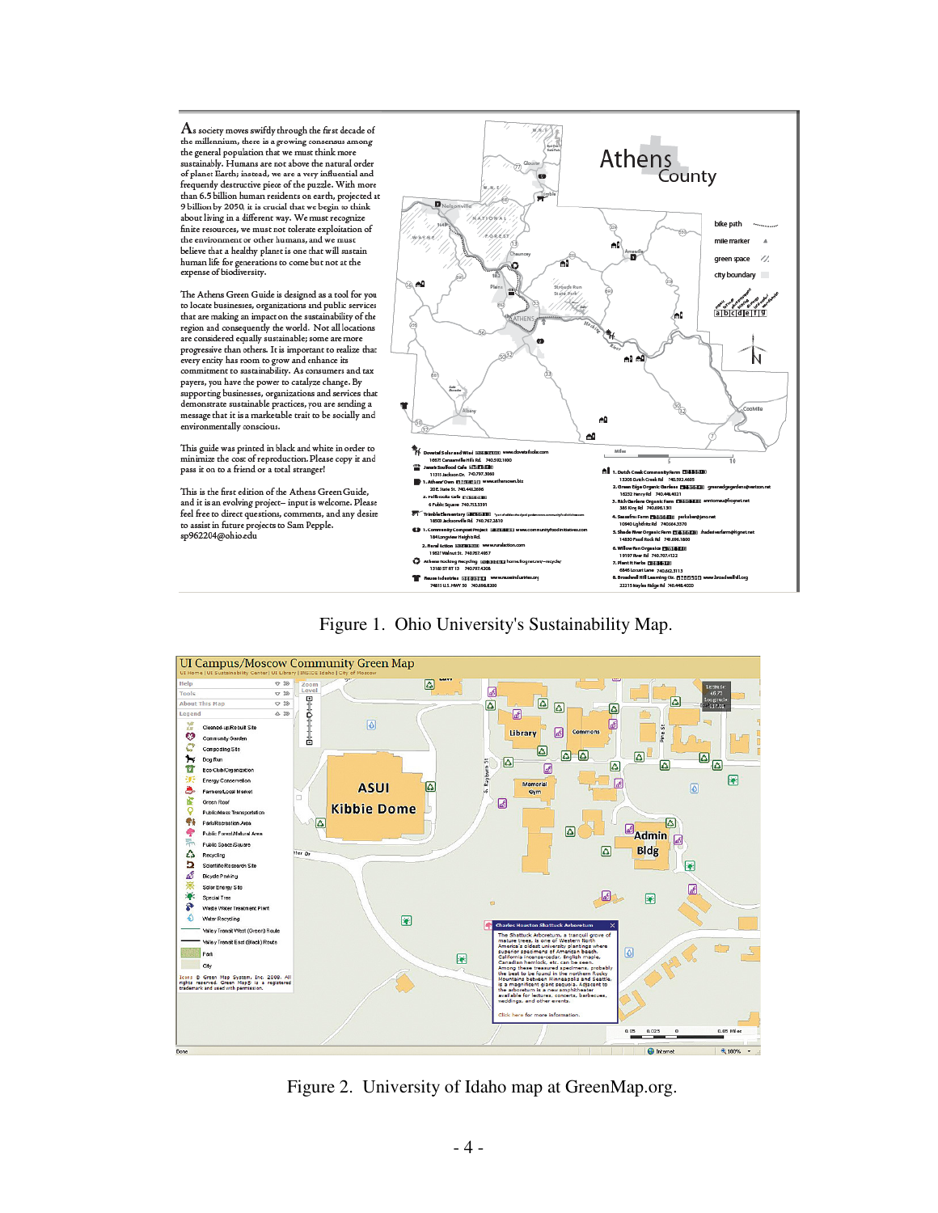Figure 1. Ohio University's Sustainability Map.

Figure 2. University of Idaho map at GreenMap.org.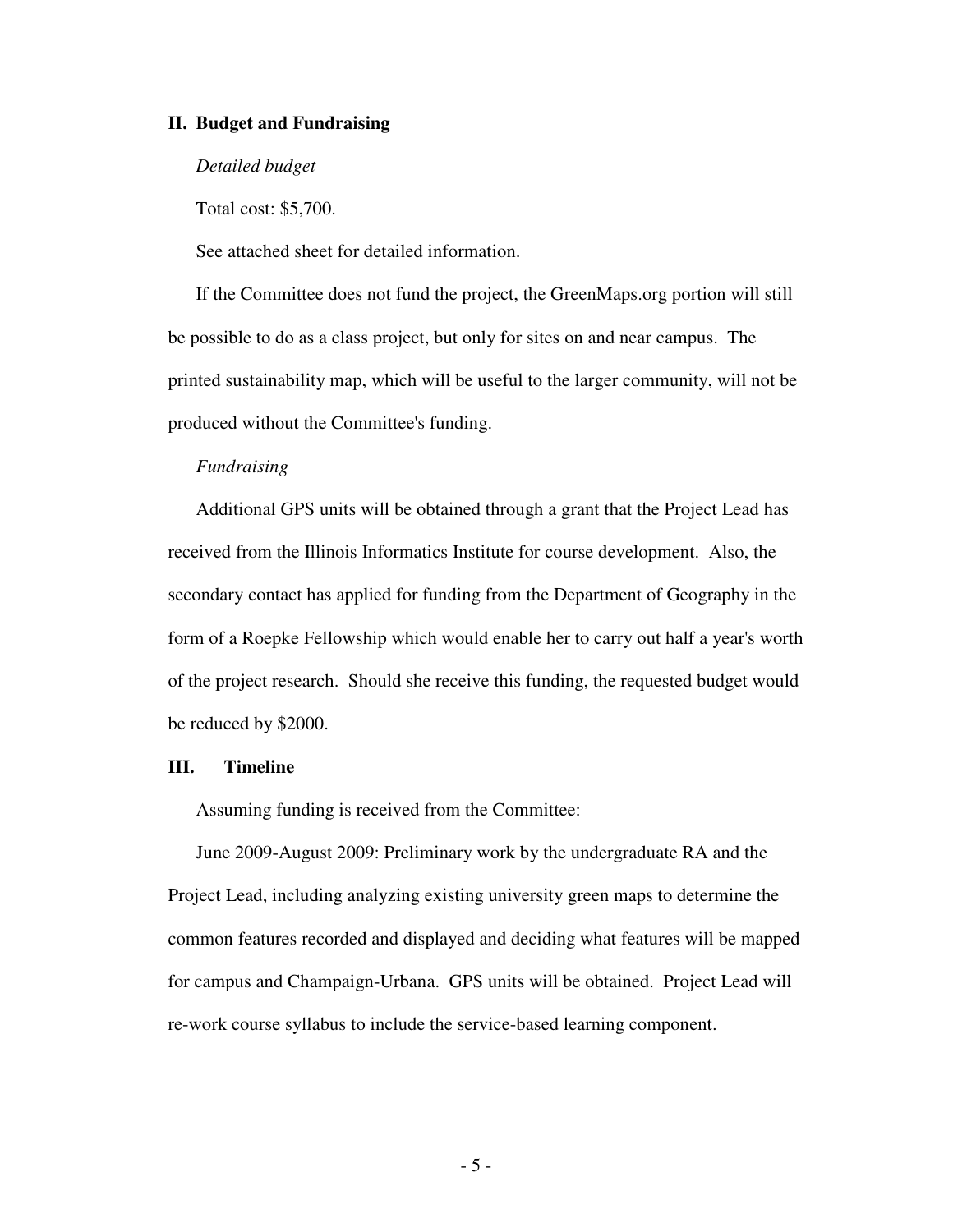## II. Budget and Fundraising

*Detailed budget*

Total cost: $5,700.

See attached sheet for detailed information.

If the Committee does not fund the project, the GreenMaps.org portion will still be possible to do as a class project, but only for sites on and near campus. The printed sustainability map, which will be useful to the larger community, will not be produced without the Committee's funding.

*Fundraising*

Additional GPS units will be obtained through a grant that the Project Lead has received from the Illinois Informatics Institute for course development. Also, the secondary contact has applied for funding from the Department of Geography in the form of a Roepke Fellowship which would enable her to carry out half a year's worth of the project research. Should she receive this funding, the requested budget would be reduced by $2000.

## III. Timeline

Assuming funding is received from the Committee:

June 2009-August 2009: Preliminary work by the undergraduate RA and the Project Lead, including analyzing existing university green maps to determine the common features recorded and displayed and deciding what features will be mapped for campus and Champaign-Urbana. GPS units will be obtained. Project Lead will re-work course syllabus to include the service-based learning component.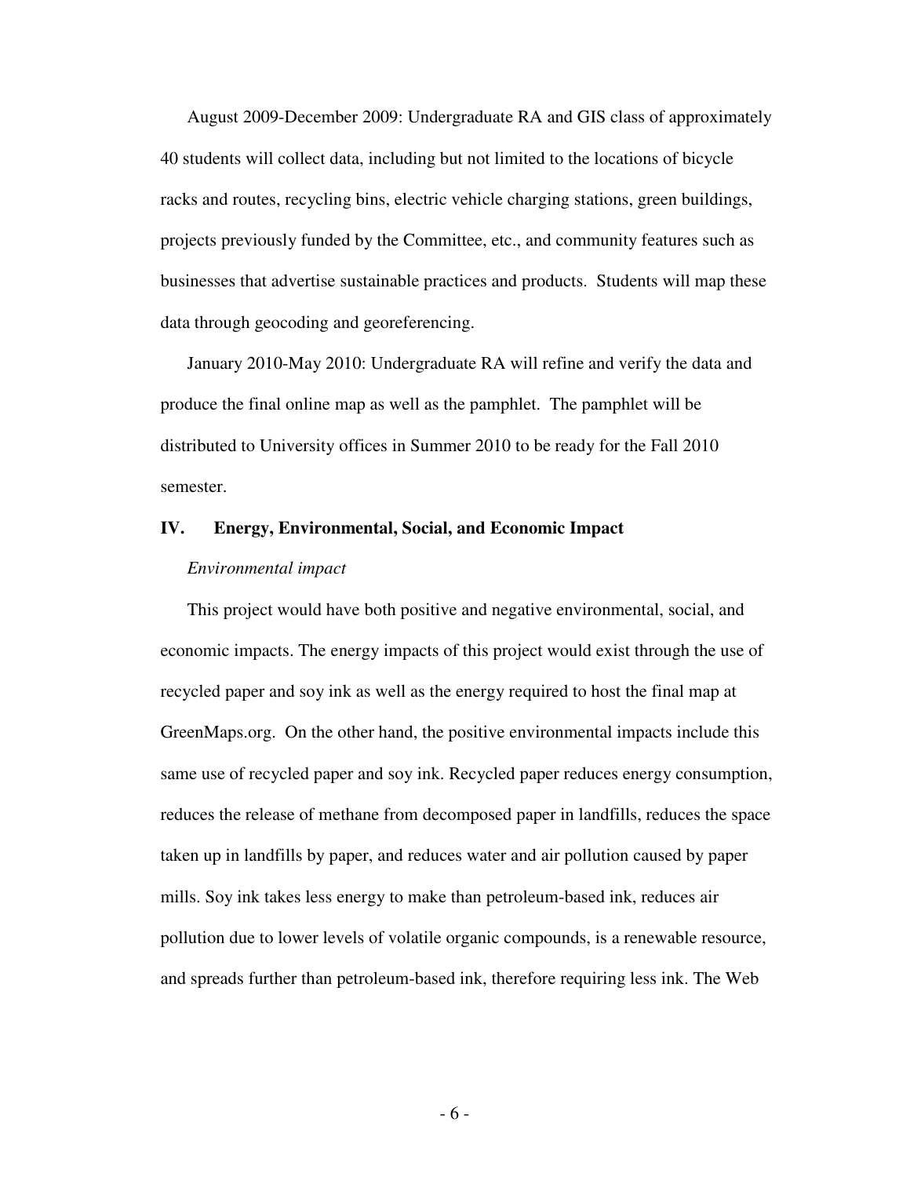August 2009-December 2009: Undergraduate RA and GIS class of approximately 40 students will collect data, including but not limited to the locations of bicycle racks and routes, recycling bins, electric vehicle charging stations, green buildings, projects previously funded by the Committee, etc., and community features such as businesses that advertise sustainable practices and products. Students will map these data through geocoding and georeferencing.

January 2010-May 2010: Undergraduate RA will refine and verify the data and produce the final online map as well as the pamphlet. The pamphlet will be distributed to University offices in Summer 2010 to be ready for the Fall 2010 semester.

## IV. Energy, Environmental, Social, and Economic Impact

*Environmental impact*

This project would have both positive and negative environmental, social, and economic impacts. The energy impacts of this project would exist through the use of recycled paper and soy ink as well as the energy required to host the final map at GreenMaps.org. On the other hand, the positive environmental impacts include this same use of recycled paper and soy ink. Recycled paper reduces energy consumption, reduces the release of methane from decomposed paper in landfills, reduces the space taken up in landfills by paper, and reduces water and air pollution caused by paper mills. Soy ink takes less energy to make than petroleum-based ink, reduces air pollution due to lower levels of volatile organic compounds, is a renewable resource, and spreads further than petroleum-based ink, therefore requiring less ink. The Web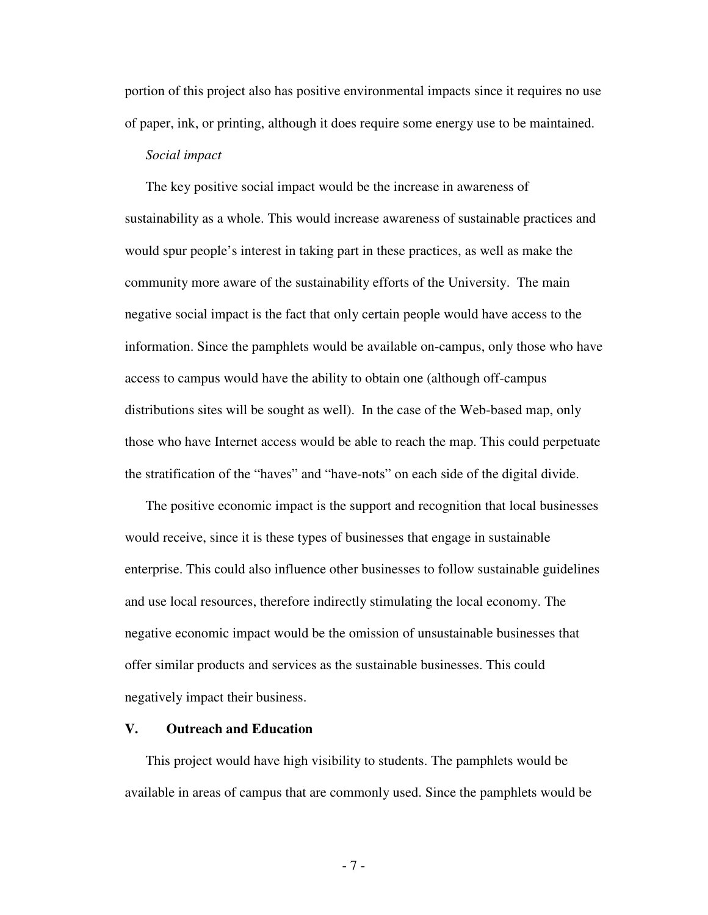portion of this project also has positive environmental impacts since it requires no use of paper, ink, or printing, although it does require some energy use to be maintained.

*Social impact*

The key positive social impact would be the increase in awareness of sustainability as a whole. This would increase awareness of sustainable practices and would spur people's interest in taking part in these practices, as well as make the community more aware of the sustainability efforts of the University. The main negative social impact is the fact that only certain people would have access to the information. Since the pamphlets would be available on-campus, only those who have access to campus would have the ability to obtain one (although off-campus distributions sites will be sought as well). In the case of the Web-based map, only those who have Internet access would be able to reach the map. This could perpetuate the stratification of the "haves" and "have-nots" on each side of the digital divide.

The positive economic impact is the support and recognition that local businesses would receive, since it is these types of businesses that engage in sustainable enterprise. This could also influence other businesses to follow sustainable guidelines and use local resources, therefore indirectly stimulating the local economy. The negative economic impact would be the omission of unsustainable businesses that offer similar products and services as the sustainable businesses. This could negatively impact their business.

## V. Outreach and Education

This project would have high visibility to students. The pamphlets would be available in areas of campus that are commonly used. Since the pamphlets would be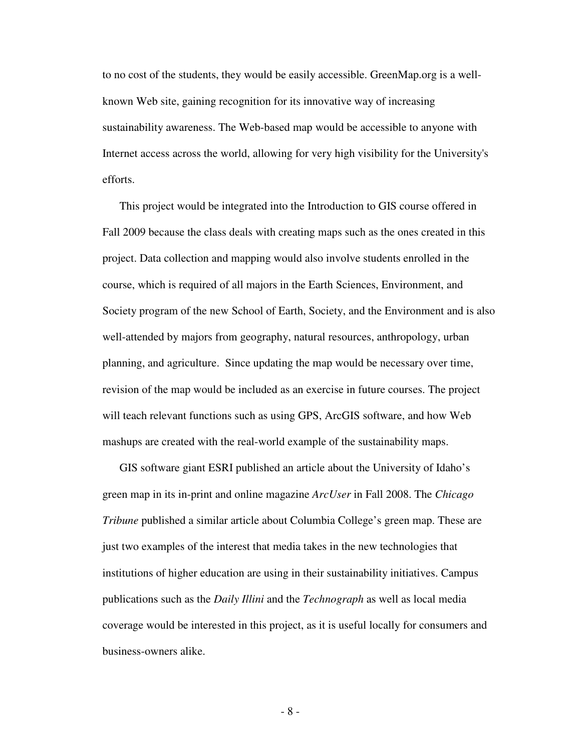to no cost of the students, they would be easily accessible. GreenMap.org is a well-known Web site, gaining recognition for its innovative way of increasing sustainability awareness. The Web-based map would be accessible to anyone with Internet access across the world, allowing for very high visibility for the University's efforts.

This project would be integrated into the Introduction to GIS course offered in Fall 2009 because the class deals with creating maps such as the ones created in this project. Data collection and mapping would also involve students enrolled in the course, which is required of all majors in the Earth Sciences, Environment, and Society program of the new School of Earth, Society, and the Environment and is also well-attended by majors from geography, natural resources, anthropology, urban planning, and agriculture. Since updating the map would be necessary over time, revision of the map would be included as an exercise in future courses. The project will teach relevant functions such as using GPS, ArcGIS software, and how Web mashups are created with the real-world example of the sustainability maps.

GIS software giant ESRI published an article about the University of Idaho's green map in its in-print and online magazine *ArcUser* in Fall 2008. The *Chicago Tribune* published a similar article about Columbia College's green map. These are just two examples of the interest that media takes in the new technologies that institutions of higher education are using in their sustainability initiatives. Campus publications such as the *Daily Illini* and the *Technograph* as well as local media coverage would be interested in this project, as it is useful locally for consumers and business-owners alike.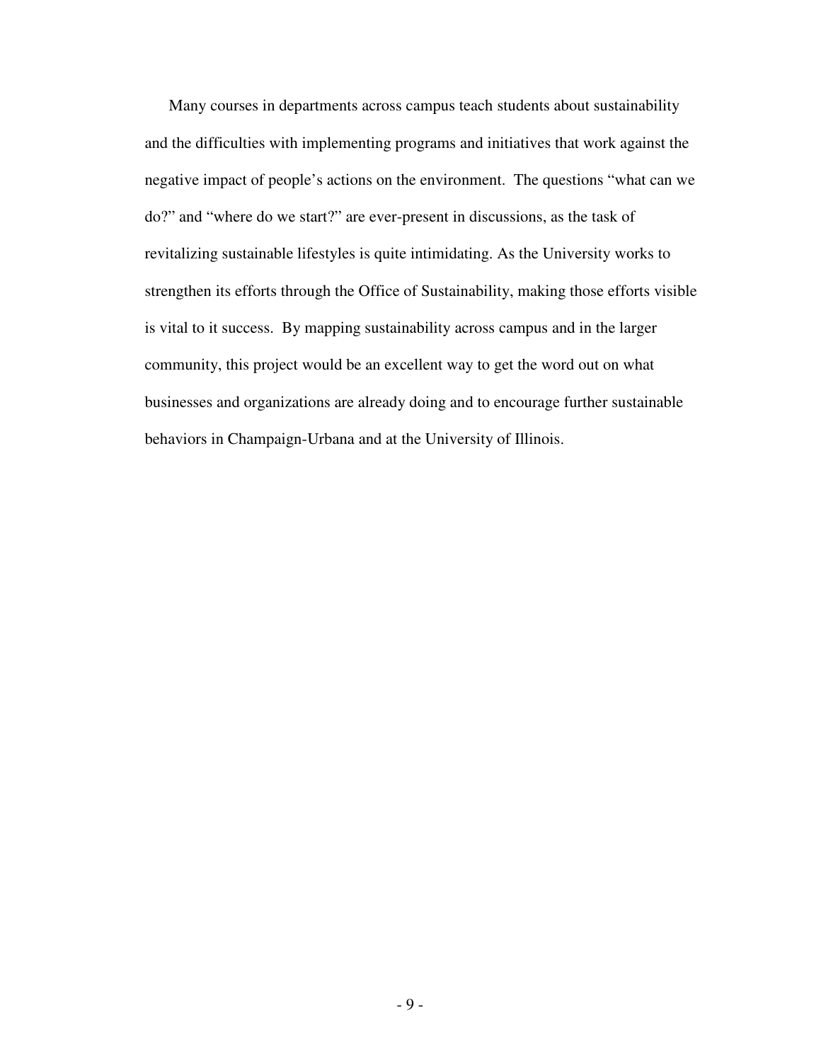Many courses in departments across campus teach students about sustainability and the difficulties with implementing programs and initiatives that work against the negative impact of people's actions on the environment. The questions "what can we do?" and "where do we start?" are ever-present in discussions, as the task of revitalizing sustainable lifestyles is quite intimidating. As the University works to strengthen its efforts through the Office of Sustainability, making those efforts visible is vital to it success. By mapping sustainability across campus and in the larger community, this project would be an excellent way to get the word out on what businesses and organizations are already doing and to encourage further sustainable behaviors in Champaign-Urbana and at the University of Illinois.